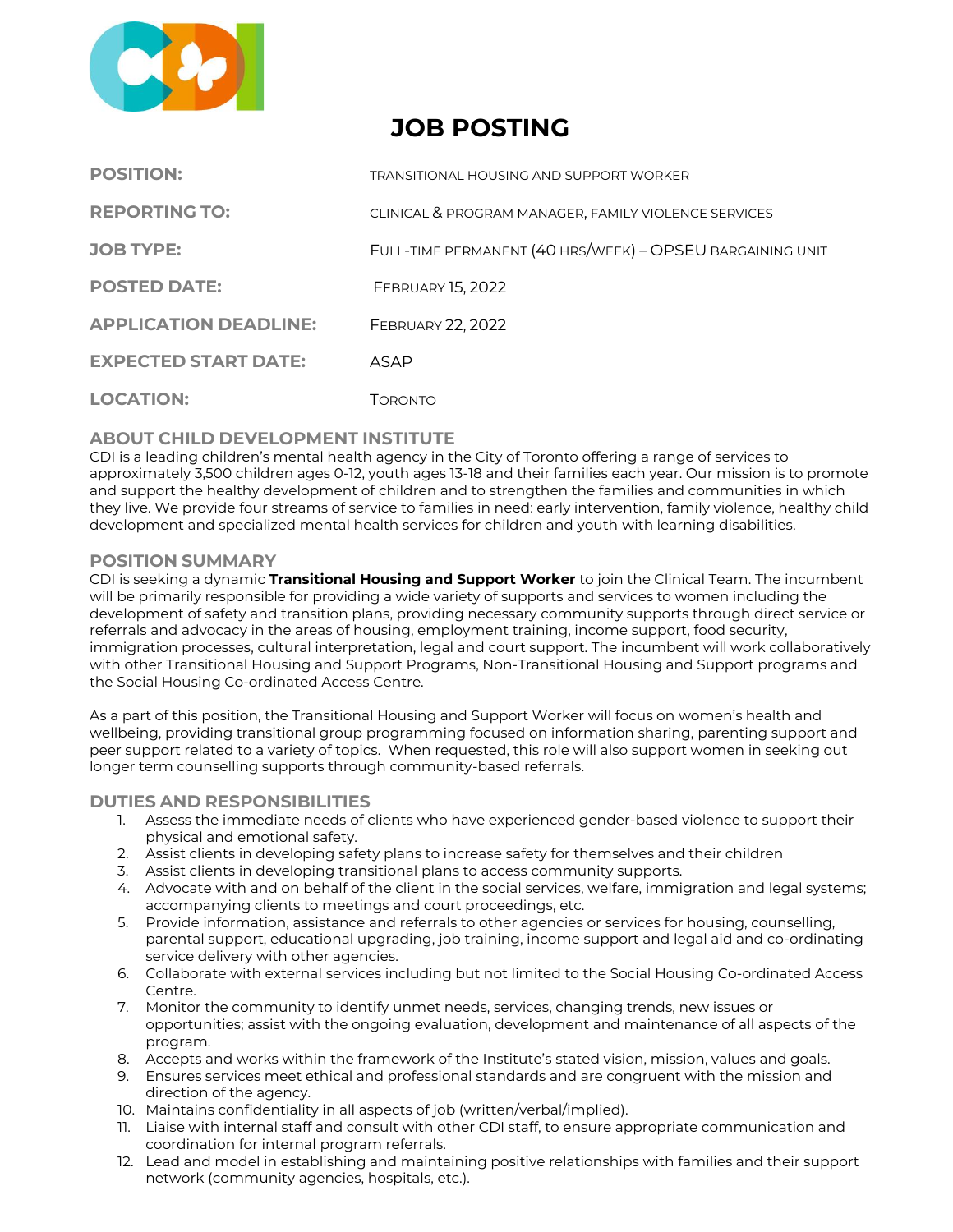# JOB POSTING

| | |
|---|---|
| **POSITION:** | TRANSITIONAL HOUSING AND SUPPORT WORKER |
| **REPORTING TO:** | CLINICAL & PROGRAM MANAGER, FAMILY VIOLENCE SERVICES |
| **JOB TYPE:** | FULL-TIME PERMANENT (40 HRS/WEEK) – OPSEU BARGAINING UNIT |
| **POSTED DATE:** | FEBRUARY 15, 2022 |
| **APPLICATION DEADLINE:** | FEBRUARY 22, 2022 |
| **EXPECTED START DATE:** | ASAP |
| **LOCATION:** | TORONTO |

## ABOUT CHILD DEVELOPMENT INSTITUTE

CDI is a leading children's mental health agency in the City of Toronto offering a range of services to approximately 3,500 children ages 0-12, youth ages 13-18 and their families each year. Our mission is to promote and support the healthy development of children and to strengthen the families and communities in which they live. We provide four streams of service to families in need: early intervention, family violence, healthy child development and specialized mental health services for children and youth with learning disabilities.

## POSITION SUMMARY

CDI is seeking a dynamic **Transitional Housing and Support Worker** to join the Clinical Team. The incumbent will be primarily responsible for providing a wide variety of supports and services to women including the development of safety and transition plans, providing necessary community supports through direct service or referrals and advocacy in the areas of housing, employment training, income support, food security, immigration processes, cultural interpretation, legal and court support. The incumbent will work collaboratively with other Transitional Housing and Support Programs, Non-Transitional Housing and Support programs and the Social Housing Co-ordinated Access Centre.

As a part of this position, the Transitional Housing and Support Worker will focus on women's health and wellbeing, providing transitional group programming focused on information sharing, parenting support and peer support related to a variety of topics. When requested, this role will also support women in seeking out longer term counselling supports through community-based referrals.

## DUTIES AND RESPONSIBILITIES

1. Assess the immediate needs of clients who have experienced gender-based violence to support their physical and emotional safety.
2. Assist clients in developing safety plans to increase safety for themselves and their children
3. Assist clients in developing transitional plans to access community supports.
4. Advocate with and on behalf of the client in the social services, welfare, immigration and legal systems; accompanying clients to meetings and court proceedings, etc.
5. Provide information, assistance and referrals to other agencies or services for housing, counselling, parental support, educational upgrading, job training, income support and legal aid and co-ordinating service delivery with other agencies.
6. Collaborate with external services including but not limited to the Social Housing Co-ordinated Access Centre.
7. Monitor the community to identify unmet needs, services, changing trends, new issues or opportunities; assist with the ongoing evaluation, development and maintenance of all aspects of the program.
8. Accepts and works within the framework of the Institute's stated vision, mission, values and goals.
9. Ensures services meet ethical and professional standards and are congruent with the mission and direction of the agency.
10. Maintains confidentiality in all aspects of job (written/verbal/implied).
11. Liaise with internal staff and consult with other CDI staff, to ensure appropriate communication and coordination for internal program referrals.
12. Lead and model in establishing and maintaining positive relationships with families and their support network (community agencies, hospitals, etc.).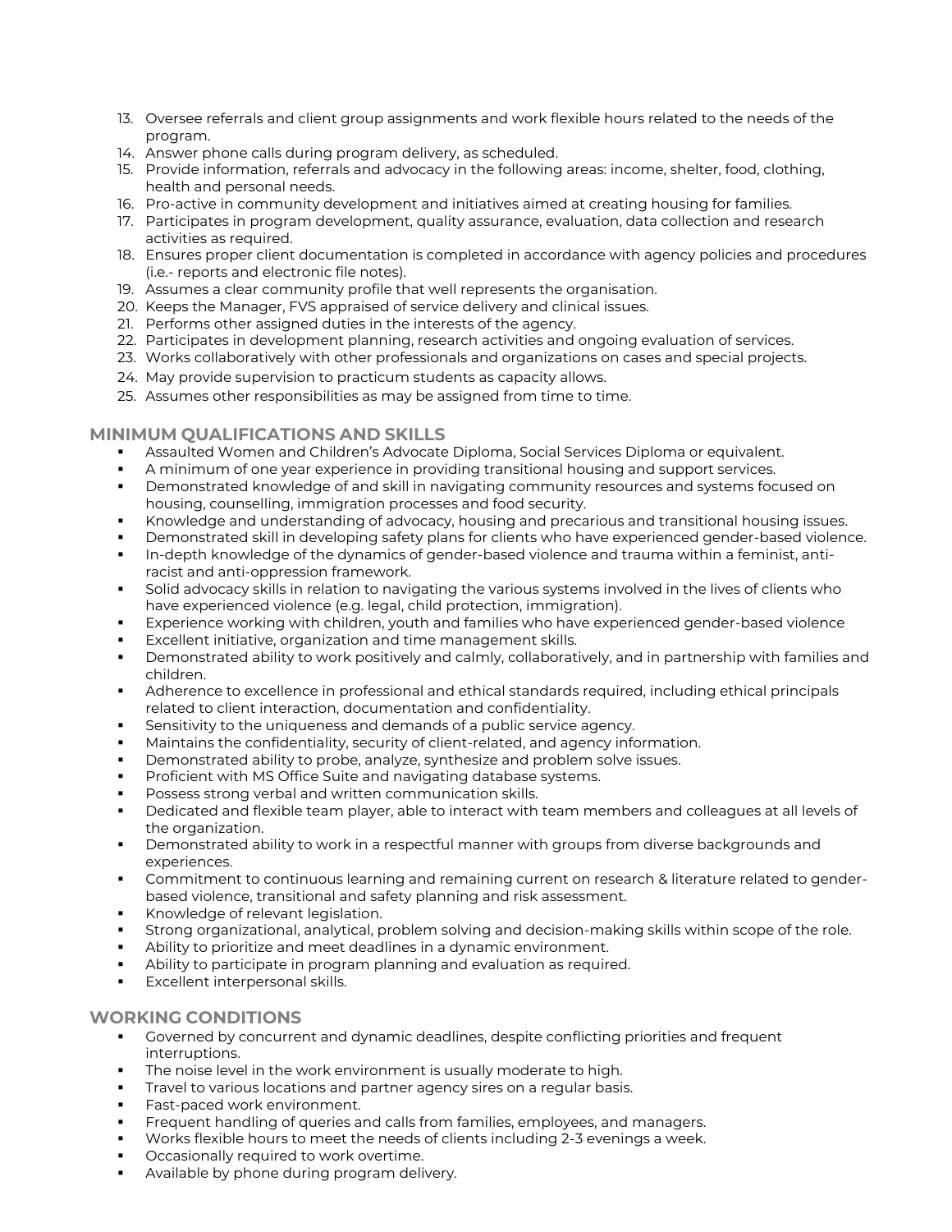13. Oversee referrals and client group assignments and work flexible hours related to the needs of the program.
14. Answer phone calls during program delivery, as scheduled.
15. Provide information, referrals and advocacy in the following areas: income, shelter, food, clothing, health and personal needs.
16. Pro-active in community development and initiatives aimed at creating housing for families.
17. Participates in program development, quality assurance, evaluation, data collection and research activities as required.
18. Ensures proper client documentation is completed in accordance with agency policies and procedures (i.e.- reports and electronic file notes).
19. Assumes a clear community profile that well represents the organisation.
20. Keeps the Manager, FVS appraised of service delivery and clinical issues.
21. Performs other assigned duties in the interests of the agency.
22. Participates in development planning, research activities and ongoing evaluation of services.
23. Works collaboratively with other professionals and organizations on cases and special projects.
24. May provide supervision to practicum students as capacity allows.
25. Assumes other responsibilities as may be assigned from time to time.

## MINIMUM QUALIFICATIONS AND SKILLS

- Assaulted Women and Children's Advocate Diploma, Social Services Diploma or equivalent.
- A minimum of one year experience in providing transitional housing and support services.
- Demonstrated knowledge of and skill in navigating community resources and systems focused on housing, counselling, immigration processes and food security.
- Knowledge and understanding of advocacy, housing and precarious and transitional housing issues.
- Demonstrated skill in developing safety plans for clients who have experienced gender-based violence.
- In-depth knowledge of the dynamics of gender-based violence and trauma within a feminist, anti-racist and anti-oppression framework.
- Solid advocacy skills in relation to navigating the various systems involved in the lives of clients who have experienced violence (e.g. legal, child protection, immigration).
- Experience working with children, youth and families who have experienced gender-based violence
- Excellent initiative, organization and time management skills.
- Demonstrated ability to work positively and calmly, collaboratively, and in partnership with families and children.
- Adherence to excellence in professional and ethical standards required, including ethical principals related to client interaction, documentation and confidentiality.
- Sensitivity to the uniqueness and demands of a public service agency.
- Maintains the confidentiality, security of client-related, and agency information.
- Demonstrated ability to probe, analyze, synthesize and problem solve issues.
- Proficient with MS Office Suite and navigating database systems.
- Possess strong verbal and written communication skills.
- Dedicated and flexible team player, able to interact with team members and colleagues at all levels of the organization.
- Demonstrated ability to work in a respectful manner with groups from diverse backgrounds and experiences.
- Commitment to continuous learning and remaining current on research & literature related to gender-based violence, transitional and safety planning and risk assessment.
- Knowledge of relevant legislation.
- Strong organizational, analytical, problem solving and decision-making skills within scope of the role.
- Ability to prioritize and meet deadlines in a dynamic environment.
- Ability to participate in program planning and evaluation as required.
- Excellent interpersonal skills.

## WORKING CONDITIONS

- Governed by concurrent and dynamic deadlines, despite conflicting priorities and frequent interruptions.
- The noise level in the work environment is usually moderate to high.
- Travel to various locations and partner agency sires on a regular basis.
- Fast-paced work environment.
- Frequent handling of queries and calls from families, employees, and managers.
- Works flexible hours to meet the needs of clients including 2-3 evenings a week.
- Occasionally required to work overtime.
- Available by phone during program delivery.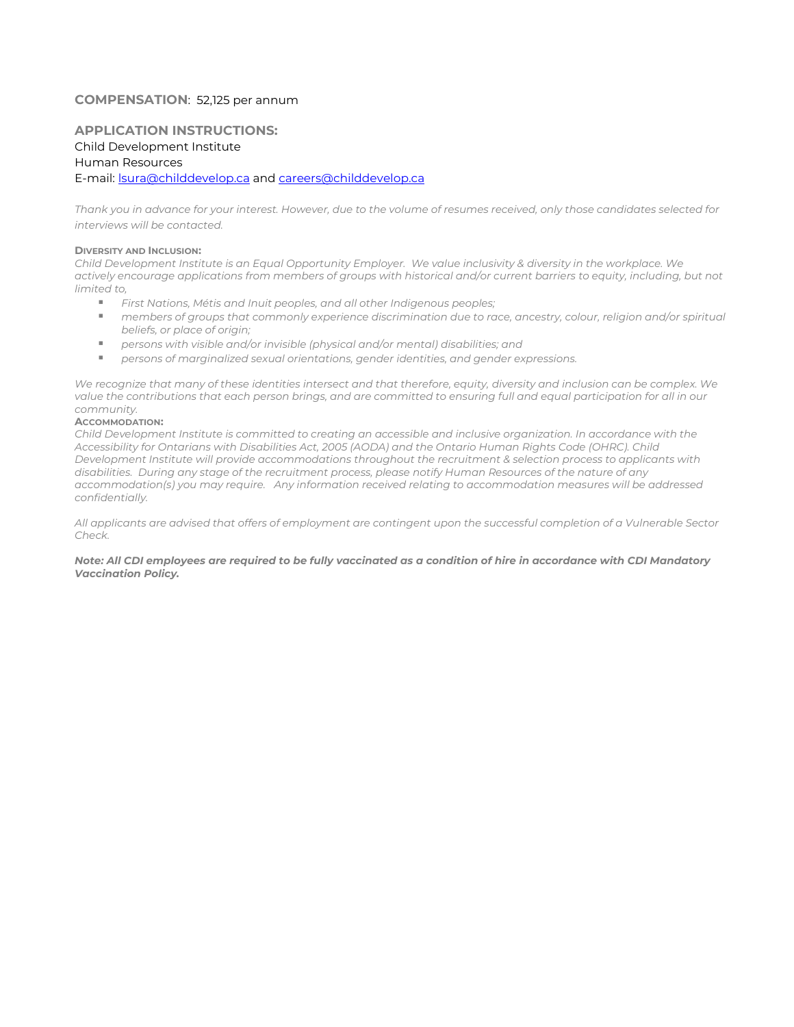**COMPENSATION**: 52,125 per annum

**APPLICATION INSTRUCTIONS:**

Child Development Institute
Human Resources
E-mail: lsura@childdevelop.ca and careers@childdevelop.ca

*Thank you in advance for your interest. However, due to the volume of resumes received, only those candidates selected for interviews will be contacted.*

**DIVERSITY AND INCLUSION:**

*Child Development Institute is an Equal Opportunity Employer. We value inclusivity & diversity in the workplace. We actively encourage applications from members of groups with historical and/or current barriers to equity, including, but not limited to,*

- *First Nations, Métis and Inuit peoples, and all other Indigenous peoples;*
- *members of groups that commonly experience discrimination due to race, ancestry, colour, religion and/or spiritual beliefs, or place of origin;*
- *persons with visible and/or invisible (physical and/or mental) disabilities; and*
- *persons of marginalized sexual orientations, gender identities, and gender expressions.*

*We recognize that many of these identities intersect and that therefore, equity, diversity and inclusion can be complex. We value the contributions that each person brings, and are committed to ensuring full and equal participation for all in our community.*

**ACCOMMODATION:**

*Child Development Institute is committed to creating an accessible and inclusive organization. In accordance with the Accessibility for Ontarians with Disabilities Act, 2005 (AODA) and the Ontario Human Rights Code (OHRC). Child Development Institute will provide accommodations throughout the recruitment & selection process to applicants with disabilities. During any stage of the recruitment process, please notify Human Resources of the nature of any accommodation(s) you may require. Any information received relating to accommodation measures will be addressed confidentially.*

*All applicants are advised that offers of employment are contingent upon the successful completion of a Vulnerable Sector Check.*

***Note: All CDI employees are required to be fully vaccinated as a condition of hire in accordance with CDI Mandatory Vaccination Policy.***